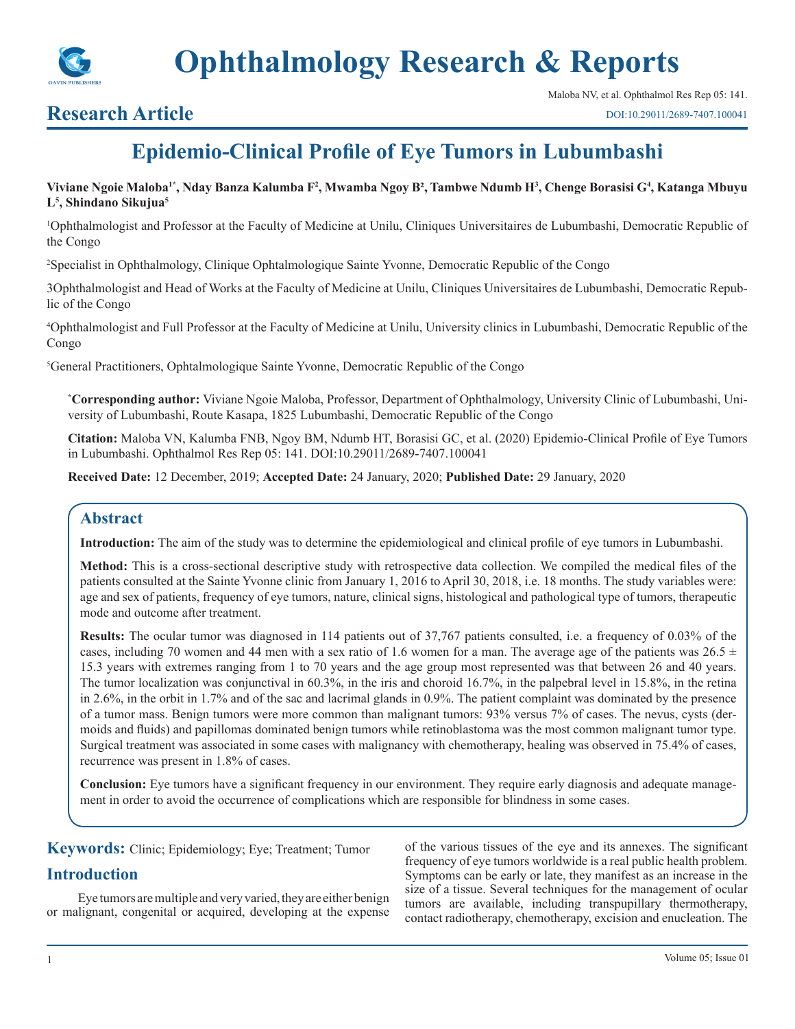# Ophthalmology Research & Reports

## Research Article

Maloba NV, et al. Ophthalmol Res Rep 05: 141.
DOI:10.29011/2689-7407.100041

# Epidemio-Clinical Profile of Eye Tumors in Lubumbashi

**Viviane Ngoie Maloba[1*], Nday Banza Kalumba F[2], Mwamba Ngoy B[2], Tambwe Ndumb H[3], Chenge Borasisi G[4], Katanga Mbuyu L[5], Shindano Sikujua[5]**

[1]Ophthalmologist and Professor at the Faculty of Medicine at Unilu, Cliniques Universitaires de Lubumbashi, Democratic Republic of the Congo

[2]Specialist in Ophthalmology, Clinique Ophtalmologique Sainte Yvonne, Democratic Republic of the Congo

3Ophthalmologist and Head of Works at the Faculty of Medicine at Unilu, Cliniques Universitaires de Lubumbashi, Democratic Republic of the Congo

[4]Ophthalmologist and Full Professor at the Faculty of Medicine at Unilu, University clinics in Lubumbashi, Democratic Republic of the Congo

[5]General Practitioners, Ophtalmologique Sainte Yvonne, Democratic Republic of the Congo

**[*]Corresponding author:** Viviane Ngoie Maloba, Professor, Department of Ophthalmology, University Clinic of Lubumbashi, University of Lubumbashi, Route Kasapa, 1825 Lubumbashi, Democratic Republic of the Congo

**Citation:** Maloba VN, Kalumba FNB, Ngoy BM, Ndumb HT, Borasisi GC, et al. (2020) Epidemio-Clinical Profile of Eye Tumors in Lubumbashi. Ophthalmol Res Rep 05: 141. DOI:10.29011/2689-7407.100041

**Received Date:** 12 December, 2019; **Accepted Date:** 24 January, 2020; **Published Date:** 29 January, 2020

## Abstract

**Introduction:** The aim of the study was to determine the epidemiological and clinical profile of eye tumors in Lubumbashi.

**Method:** This is a cross-sectional descriptive study with retrospective data collection. We compiled the medical files of the patients consulted at the Sainte Yvonne clinic from January 1, 2016 to April 30, 2018, i.e. 18 months. The study variables were: age and sex of patients, frequency of eye tumors, nature, clinical signs, histological and pathological type of tumors, therapeutic mode and outcome after treatment.

**Results:** The ocular tumor was diagnosed in 114 patients out of 37,767 patients consulted, i.e. a frequency of 0.03% of the cases, including 70 women and 44 men with a sex ratio of 1.6 women for a man. The average age of the patients was $26.5 \pm 15.3$ years with extremes ranging from 1 to 70 years and the age group most represented was that between 26 and 40 years. The tumor localization was conjunctival in 60.3%, in the iris and choroid 16.7%, in the palpebral level in 15.8%, in the retina in 2.6%, in the orbit in 1.7% and of the sac and lacrimal glands in 0.9%. The patient complaint was dominated by the presence of a tumor mass. Benign tumors were more common than malignant tumors: 93% versus 7% of cases. The nevus, cysts (dermoids and fluids) and papillomas dominated benign tumors while retinoblastoma was the most common malignant tumor type. Surgical treatment was associated in some cases with malignancy with chemotherapy, healing was observed in 75.4% of cases, recurrence was present in 1.8% of cases.

**Conclusion:** Eye tumors have a significant frequency in our environment. They require early diagnosis and adequate management in order to avoid the occurrence of complications which are responsible for blindness in some cases.

**Keywords:** Clinic; Epidemiology; Eye; Treatment; Tumor

## Introduction

Eye tumors are multiple and very varied, they are either benign or malignant, congenital or acquired, developing at the expense of the various tissues of the eye and its annexes. The significant frequency of eye tumors worldwide is a real public health problem. Symptoms can be early or late, they manifest as an increase in the size of a tissue. Several techniques for the management of ocular tumors are available, including transpupillary thermotherapy, contact radiotherapy, chemotherapy, excision and enucleation. The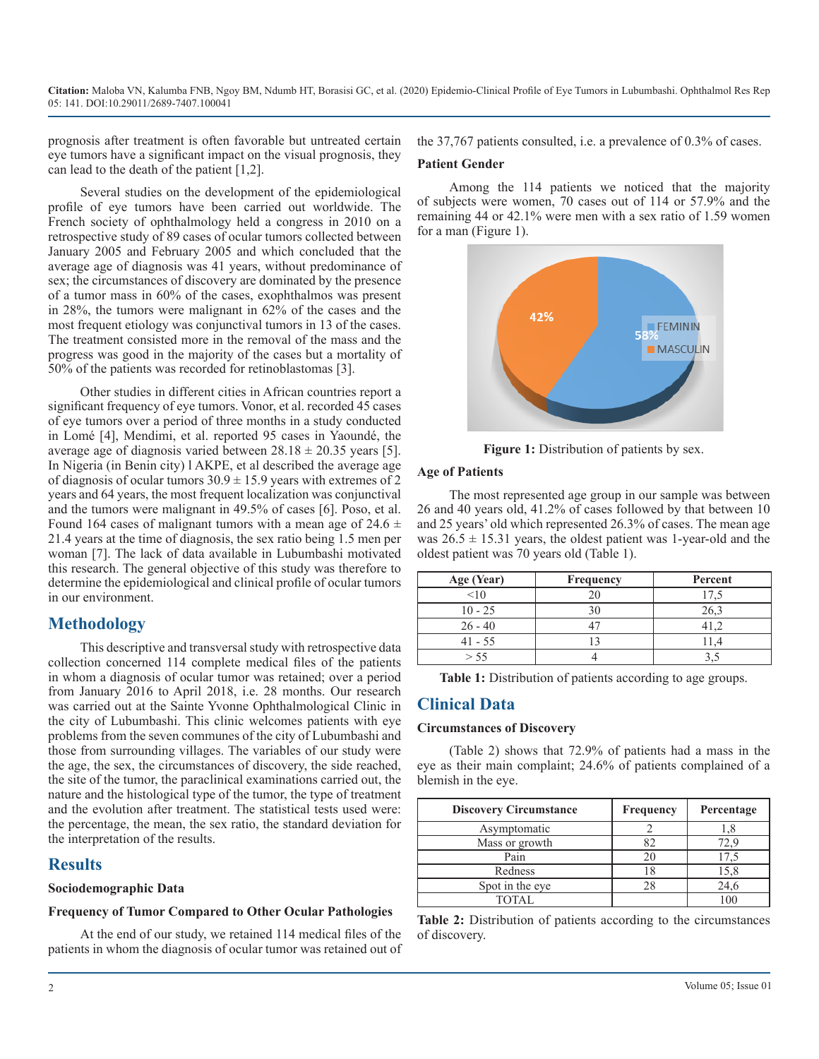prognosis after treatment is often favorable but untreated certain eye tumors have a significant impact on the visual prognosis, they can lead to the death of the patient [1,2].

Several studies on the development of the epidemiological profile of eye tumors have been carried out worldwide. The French society of ophthalmology held a congress in 2010 on a retrospective study of 89 cases of ocular tumors collected between January 2005 and February 2005 and which concluded that the average age of diagnosis was 41 years, without predominance of sex; the circumstances of discovery are dominated by the presence of a tumor mass in 60% of the cases, exophthalmos was present in 28%, the tumors were malignant in 62% of the cases and the most frequent etiology was conjunctival tumors in 13 of the cases. The treatment consisted more in the removal of the mass and the progress was good in the majority of the cases but a mortality of 50% of the patients was recorded for retinoblastomas [3].

Other studies in different cities in African countries report a significant frequency of eye tumors. Vonor, et al. recorded 45 cases of eye tumors over a period of three months in a study conducted in Lomé [4], Mendimi, et al. reported 95 cases in Yaoundé, the average age of diagnosis varied between 28.18 ± 20.35 years [5]. In Nigeria (in Benin city) l AKPE, et al described the average age of diagnosis of ocular tumors 30.9 ± 15.9 years with extremes of 2 years and 64 years, the most frequent localization was conjunctival and the tumors were malignant in 49.5% of cases [6]. Poso, et al. Found 164 cases of malignant tumors with a mean age of 24.6 ± 21.4 years at the time of diagnosis, the sex ratio being 1.5 men per woman [7]. The lack of data available in Lubumbashi motivated this research. The general objective of this study was therefore to determine the epidemiological and clinical profile of ocular tumors in our environment.

## Methodology

This descriptive and transversal study with retrospective data collection concerned 114 complete medical files of the patients in whom a diagnosis of ocular tumor was retained; over a period from January 2016 to April 2018, i.e. 28 months. Our research was carried out at the Sainte Yvonne Ophthalmological Clinic in the city of Lubumbashi. This clinic welcomes patients with eye problems from the seven communes of the city of Lubumbashi and those from surrounding villages. The variables of our study were the age, the sex, the circumstances of discovery, the side reached, the site of the tumor, the paraclinical examinations carried out, the nature and the histological type of the tumor, the type of treatment and the evolution after treatment. The statistical tests used were: the percentage, the mean, the sex ratio, the standard deviation for the interpretation of the results.

## Results

### Sociodemographic Data

#### Frequency of Tumor Compared to Other Ocular Pathologies

At the end of our study, we retained 114 medical files of the patients in whom the diagnosis of ocular tumor was retained out of the 37,767 patients consulted, i.e. a prevalence of 0.3% of cases.

#### Patient Gender

Among the 114 patients we noticed that the majority of subjects were women, 70 cases out of 114 or 57.9% and the remaining 44 or 42.1% were men with a sex ratio of 1.59 women for a man (Figure 1).

**Figure 1:** Distribution of patients by sex.

#### Age of Patients

The most represented age group in our sample was between 26 and 40 years old, 41.2% of cases followed by that between 10 and 25 years' old which represented 26.3% of cases. The mean age was 26.5 ± 15.31 years, the oldest patient was 1-year-old and the oldest patient was 70 years old (Table 1).

| Age (Year) | Frequency | Percent |
|---|---|---|
| <10 | 20 | 17,5 |
| 10 - 25 | 30 | 26,3 |
| 26 - 40 | 47 | 41,2 |
| 41 - 55 | 13 | 11,4 |
| > 55 | 4 | 3,5 |

**Table 1:** Distribution of patients according to age groups.

## Clinical Data

### Circumstances of Discovery

(Table 2) shows that 72.9% of patients had a mass in the eye as their main complaint; 24.6% of patients complained of a blemish in the eye.

| Discovery Circumstance | Frequency | Percentage |
|---|---|---|
| Asymptomatic | 2 | 1,8 |
| Mass or growth | 82 | 72,9 |
| Pain | 20 | 17,5 |
| Redness | 18 | 15,8 |
| Spot in the eye | 28 | 24,6 |
| TOTAL | | 100 |

**Table 2:** Distribution of patients according to the circumstances of discovery.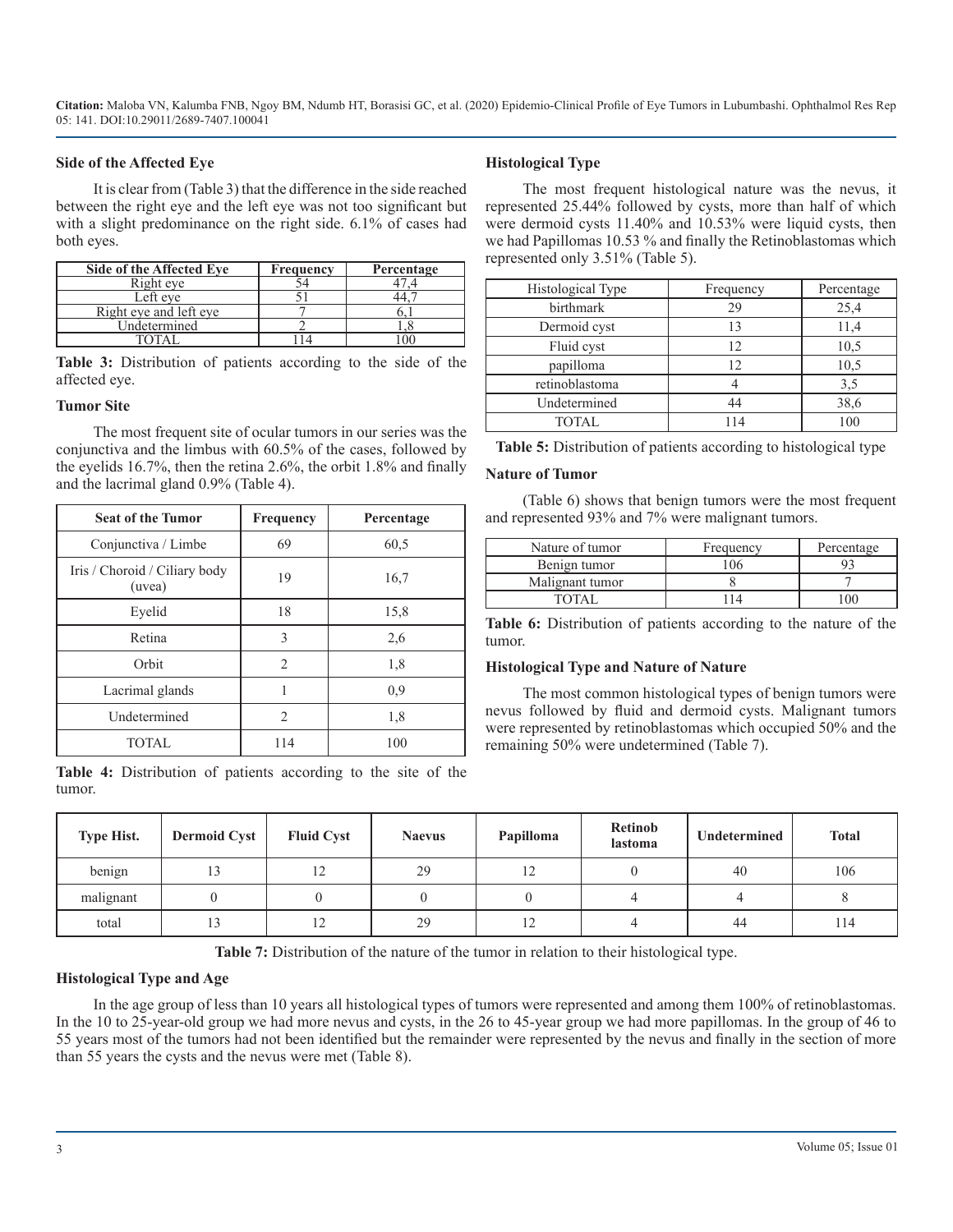### Side of the Affected Eye

It is clear from (Table 3) that the difference in the side reached between the right eye and the left eye was not too significant but with a slight predominance on the right side. 6.1% of cases had both eyes.

| Side of the Affected Eye | Frequency | Percentage |
|---|---|---|
| Right eye | 54 | 47,4 |
| Left eye | 51 | 44,7 |
| Right eye and left eye | 7 | 6,1 |
| Undetermined | 2 | 1,8 |
| TOTAL | 114 | 100 |

**Table 3:** Distribution of patients according to the side of the affected eye.

### Tumor Site

The most frequent site of ocular tumors in our series was the conjunctiva and the limbus with 60.5% of the cases, followed by the eyelids 16.7%, then the retina 2.6%, the orbit 1.8% and finally and the lacrimal gland 0.9% (Table 4).

| Seat of the Tumor | Frequency | Percentage |
|---|---|---|
| Conjunctiva / Limbe | 69 | 60,5 |
| Iris / Choroid / Ciliary body (uvea) | 19 | 16,7 |
| Eyelid | 18 | 15,8 |
| Retina | 3 | 2,6 |
| Orbit | 2 | 1,8 |
| Lacrimal glands | 1 | 0,9 |
| Undetermined | 2 | 1,8 |
| TOTAL | 114 | 100 |

**Table 4:** Distribution of patients according to the site of the tumor.

### Histological Type

The most frequent histological nature was the nevus, it represented 25.44% followed by cysts, more than half of which were dermoid cysts 11.40% and 10.53% were liquid cysts, then we had Papillomas 10.53 % and finally the Retinoblastomas which represented only 3.51% (Table 5).

| Histological Type | Frequency | Percentage |
|---|---|---|
| birthmark | 29 | 25,4 |
| Dermoid cyst | 13 | 11,4 |
| Fluid cyst | 12 | 10,5 |
| papilloma | 12 | 10,5 |
| retinoblastoma | 4 | 3,5 |
| Undetermined | 44 | 38,6 |
| TOTAL | 114 | 100 |

**Table 5:** Distribution of patients according to histological type

### Nature of Tumor

(Table 6) shows that benign tumors were the most frequent and represented 93% and 7% were malignant tumors.

| Nature of tumor | Frequency | Percentage |
|---|---|---|
| Benign tumor | 106 | 93 |
| Malignant tumor | 8 | 7 |
| TOTAL | 114 | 100 |

**Table 6:** Distribution of patients according to the nature of the tumor.

### Histological Type and Nature of Nature

The most common histological types of benign tumors were nevus followed by fluid and dermoid cysts. Malignant tumors were represented by retinoblastomas which occupied 50% and the remaining 50% were undetermined (Table 7).

| Type Hist. | Dermoid Cyst | Fluid Cyst | Naevus | Papilloma | Retinob lastoma | Undetermined | Total |
|---|---|---|---|---|---|---|---|
| benign | 13 | 12 | 29 | 12 | 0 | 40 | 106 |
| malignant | 0 | 0 | 0 | 0 | 4 | 4 | 8 |
| total | 13 | 12 | 29 | 12 | 4 | 44 | 114 |

**Table 7:** Distribution of the nature of the tumor in relation to their histological type.

### Histological Type and Age

In the age group of less than 10 years all histological types of tumors were represented and among them 100% of retinoblastomas. In the 10 to 25-year-old group we had more nevus and cysts, in the 26 to 45-year group we had more papillomas. In the group of 46 to 55 years most of the tumors had not been identified but the remainder were represented by the nevus and finally in the section of more than 55 years the cysts and the nevus were met (Table 8).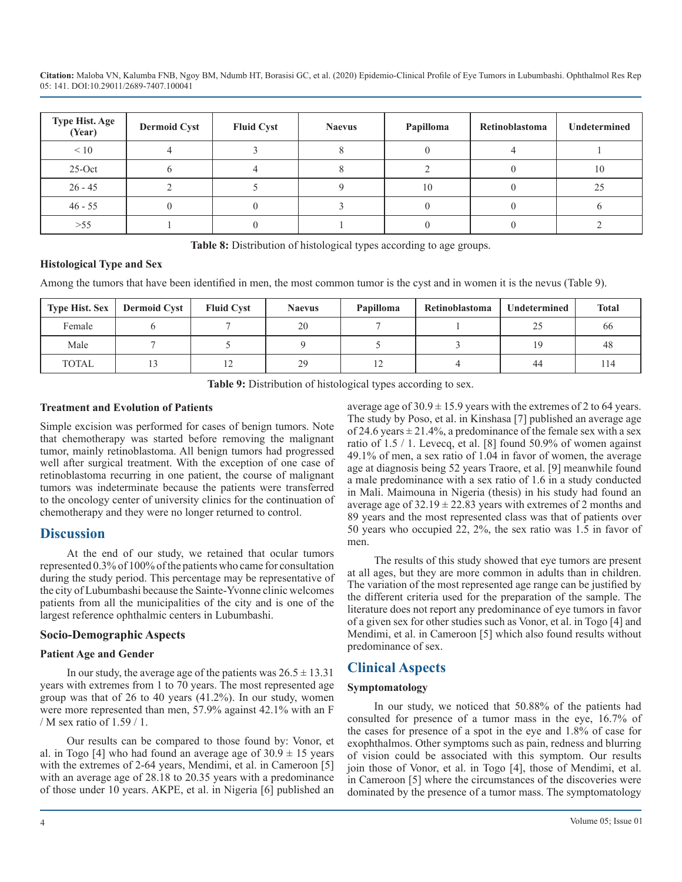| Type Hist. Age (Year) | Dermoid Cyst | Fluid Cyst | Naevus | Papilloma | Retinoblastoma | Undetermined |
|---|---|---|---|---|---|---|
| < 10 | 4 | 3 | 8 | 0 | 4 | 1 |
| 25-Oct | 6 | 4 | 8 | 2 | 0 | 10 |
| 26 - 45 | 2 | 5 | 9 | 10 | 0 | 25 |
| 46 - 55 | 0 | 0 | 3 | 0 | 0 | 6 |
| >55 | 1 | 0 | 1 | 0 | 0 | 2 |

**Table 8:** Distribution of histological types according to age groups.

### Histological Type and Sex

Among the tumors that have been identified in men, the most common tumor is the cyst and in women it is the nevus (Table 9).

| Type Hist. Sex | Dermoid Cyst | Fluid Cyst | Naevus | Papilloma | Retinoblastoma | Undetermined | Total |
|---|---|---|---|---|---|---|---|
| Female | 6 | 7 | 20 | 7 | 1 | 25 | 66 |
| Male | 7 | 5 | 9 | 5 | 3 | 19 | 48 |
| TOTAL | 13 | 12 | 29 | 12 | 4 | 44 | 114 |

**Table 9:** Distribution of histological types according to sex.

### Treatment and Evolution of Patients

Simple excision was performed for cases of benign tumors. Note that chemotherapy was started before removing the malignant tumor, mainly retinoblastoma. All benign tumors had progressed well after surgical treatment. With the exception of one case of retinoblastoma recurring in one patient, the course of malignant tumors was indeterminate because the patients were transferred to the oncology center of university clinics for the continuation of chemotherapy and they were no longer returned to control.

## Discussion

At the end of our study, we retained that ocular tumors represented 0.3% of 100% of the patients who came for consultation during the study period. This percentage may be representative of the city of Lubumbashi because the Sainte-Yvonne clinic welcomes patients from all the municipalities of the city and is one of the largest reference ophthalmic centers in Lubumbashi.

### Socio-Demographic Aspects

#### Patient Age and Gender

In our study, the average age of the patients was $26.5 \pm 13.31$ years with extremes from 1 to 70 years. The most represented age group was that of 26 to 40 years (41.2%). In our study, women were more represented than men, 57.9% against 42.1% with an F / M sex ratio of 1.59 / 1.

Our results can be compared to those found by: Vonor, et al. in Togo [4] who had found an average age of $30.9 \pm 15$ years with the extremes of 2-64 years, Mendimi, et al. in Cameroon [5] with an average age of 28.18 to 20.35 years with a predominance of those under 10 years. AKPE, et al. in Nigeria [6] published an average age of $30.9 \pm 15.9$ years with the extremes of 2 to 64 years. The study by Poso, et al. in Kinshasa [7] published an average age of 24.6 years $\pm$ 21.4%, a predominance of the female sex with a sex ratio of 1.5 / 1. Levecq, et al. [8] found 50.9% of women against 49.1% of men, a sex ratio of 1.04 in favor of women, the average age at diagnosis being 52 years Traore, et al. [9] meanwhile found a male predominance with a sex ratio of 1.6 in a study conducted in Mali. Maimouna in Nigeria (thesis) in his study had found an average age of $32.19 \pm 22.83$ years with extremes of 2 months and 89 years and the most represented class was that of patients over 50 years who occupied 22, 2%, the sex ratio was 1.5 in favor of men.

The results of this study showed that eye tumors are present at all ages, but they are more common in adults than in children. The variation of the most represented age range can be justified by the different criteria used for the preparation of the sample. The literature does not report any predominance of eye tumors in favor of a given sex for other studies such as Vonor, et al. in Togo [4] and Mendimi, et al. in Cameroon [5] which also found results without predominance of sex.

## Clinical Aspects

### Symptomatology

In our study, we noticed that 50.88% of the patients had consulted for presence of a tumor mass in the eye, 16.7% of the cases for presence of a spot in the eye and 1.8% of case for exophthalmos. Other symptoms such as pain, redness and blurring of vision could be associated with this symptom. Our results join those of Vonor, et al. in Togo [4], those of Mendimi, et al. in Cameroon [5] where the circumstances of the discoveries were dominated by the presence of a tumor mass. The symptomatology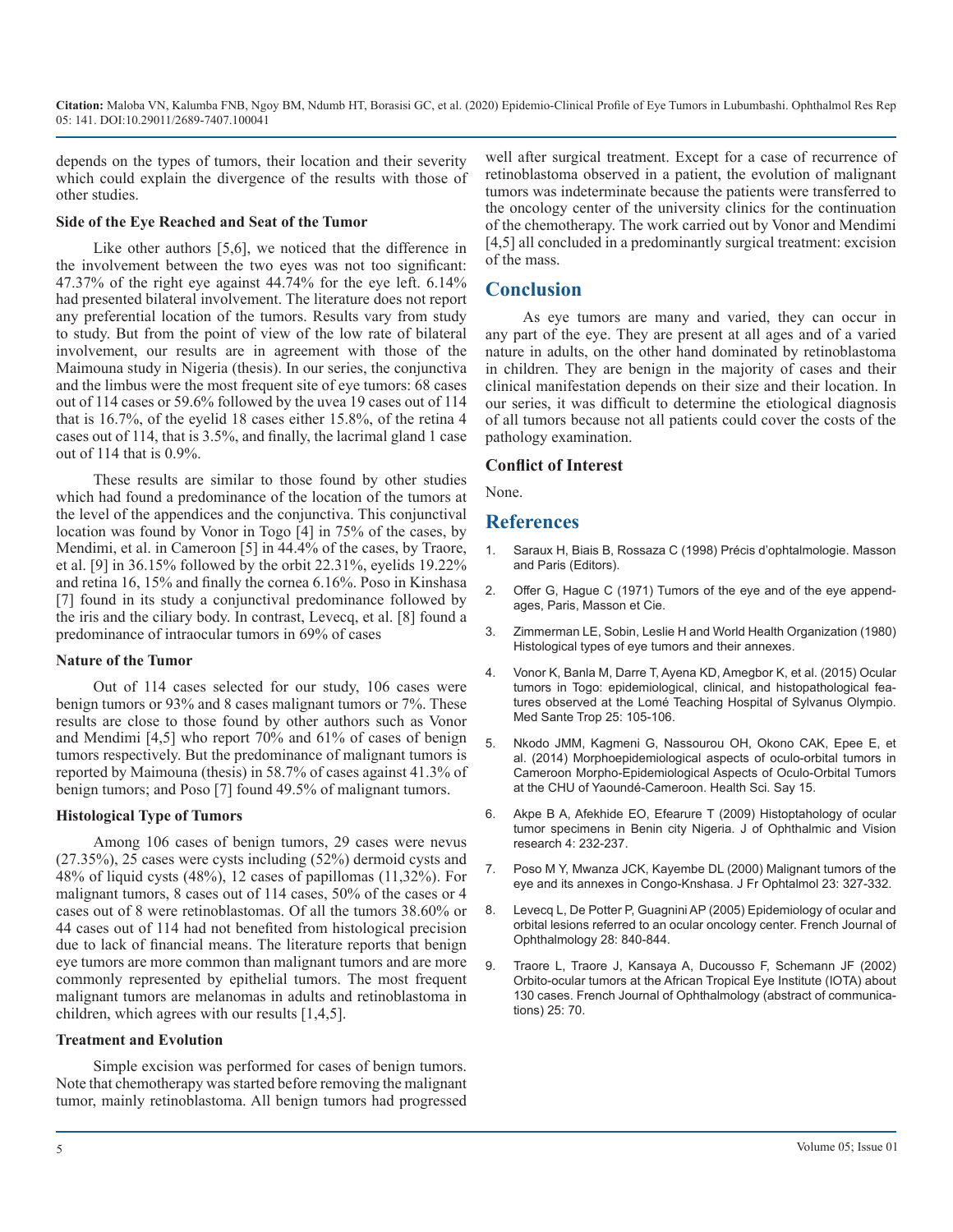depends on the types of tumors, their location and their severity which could explain the divergence of the results with those of other studies.

### Side of the Eye Reached and Seat of the Tumor

Like other authors [5,6], we noticed that the difference in the involvement between the two eyes was not too significant: 47.37% of the right eye against 44.74% for the eye left. 6.14% had presented bilateral involvement. The literature does not report any preferential location of the tumors. Results vary from study to study. But from the point of view of the low rate of bilateral involvement, our results are in agreement with those of the Maimouna study in Nigeria (thesis). In our series, the conjunctiva and the limbus were the most frequent site of eye tumors: 68 cases out of 114 cases or 59.6% followed by the uvea 19 cases out of 114 that is 16.7%, of the eyelid 18 cases either 15.8%, of the retina 4 cases out of 114, that is 3.5%, and finally, the lacrimal gland 1 case out of 114 that is 0.9%.

These results are similar to those found by other studies which had found a predominance of the location of the tumors at the level of the appendices and the conjunctiva. This conjunctival location was found by Vonor in Togo [4] in 75% of the cases, by Mendimi, et al. in Cameroon [5] in 44.4% of the cases, by Traore, et al. [9] in 36.15% followed by the orbit 22.31%, eyelids 19.22% and retina 16, 15% and finally the cornea 6.16%. Poso in Kinshasa [7] found in its study a conjunctival predominance followed by the iris and the ciliary body. In contrast, Levecq, et al. [8] found a predominance of intraocular tumors in 69% of cases

### Nature of the Tumor

Out of 114 cases selected for our study, 106 cases were benign tumors or 93% and 8 cases malignant tumors or 7%. These results are close to those found by other authors such as Vonor and Mendimi [4,5] who report 70% and 61% of cases of benign tumors respectively. But the predominance of malignant tumors is reported by Maimouna (thesis) in 58.7% of cases against 41.3% of benign tumors; and Poso [7] found 49.5% of malignant tumors.

### Histological Type of Tumors

Among 106 cases of benign tumors, 29 cases were nevus (27.35%), 25 cases were cysts including (52%) dermoid cysts and 48% of liquid cysts (48%), 12 cases of papillomas (11,32%). For malignant tumors, 8 cases out of 114 cases, 50% of the cases or 4 cases out of 8 were retinoblastomas. Of all the tumors 38.60% or 44 cases out of 114 had not benefited from histological precision due to lack of financial means. The literature reports that benign eye tumors are more common than malignant tumors and are more commonly represented by epithelial tumors. The most frequent malignant tumors are melanomas in adults and retinoblastoma in children, which agrees with our results [1,4,5].

### Treatment and Evolution

Simple excision was performed for cases of benign tumors. Note that chemotherapy was started before removing the malignant tumor, mainly retinoblastoma. All benign tumors had progressed well after surgical treatment. Except for a case of recurrence of retinoblastoma observed in a patient, the evolution of malignant tumors was indeterminate because the patients were transferred to the oncology center of the university clinics for the continuation of the chemotherapy. The work carried out by Vonor and Mendimi [4,5] all concluded in a predominantly surgical treatment: excision of the mass.

## Conclusion

As eye tumors are many and varied, they can occur in any part of the eye. They are present at all ages and of a varied nature in adults, on the other hand dominated by retinoblastoma in children. They are benign in the majority of cases and their clinical manifestation depends on their size and their location. In our series, it was difficult to determine the etiological diagnosis of all tumors because not all patients could cover the costs of the pathology examination.

### Conflict of Interest

None.

## References

1. Saraux H, Biais B, Rossaza C (1998) Précis d'ophtalmologie. Masson and Paris (Editors).
2. Offer G, Hague C (1971) Tumors of the eye and of the eye appendages, Paris, Masson et Cie.
3. Zimmerman LE, Sobin, Leslie H and World Health Organization (1980) Histological types of eye tumors and their annexes.
4. Vonor K, Banla M, Darre T, Ayena KD, Amegbor K, et al. (2015) Ocular tumors in Togo: epidemiological, clinical, and histopathological features observed at the Lomé Teaching Hospital of Sylvanus Olympio. Med Sante Trop 25: 105-106.
5. Nkodo JMM, Kagmeni G, Nassourou OH, Okono CAK, Epee E, et al. (2014) Morphoepidemiological aspects of oculo-orbital tumors in Cameroon Morpho-Epidemiological Aspects of Oculo-Orbital Tumors at the CHU of Yaoundé-Cameroon. Health Sci. Say 15.
6. Akpe B A, Afekhide EO, Efearure T (2009) Histoptahology of ocular tumor specimens in Benin city Nigeria. J of Ophthalmic and Vision research 4: 232-237.
7. Poso M Y, Mwanza JCK, Kayembe DL (2000) Malignant tumors of the eye and its annexes in Congo-Knshasa. J Fr Ophtalmol 23: 327-332.
8. Levecq L, De Potter P, Guagnini AP (2005) Epidemiology of ocular and orbital lesions referred to an ocular oncology center. French Journal of Ophthalmology 28: 840-844.
9. Traore L, Traore J, Kansaya A, Ducousso F, Schemann JF (2002) Orbito-ocular tumors at the African Tropical Eye Institute (IOTA) about 130 cases. French Journal of Ophthalmology (abstract of communications) 25: 70.